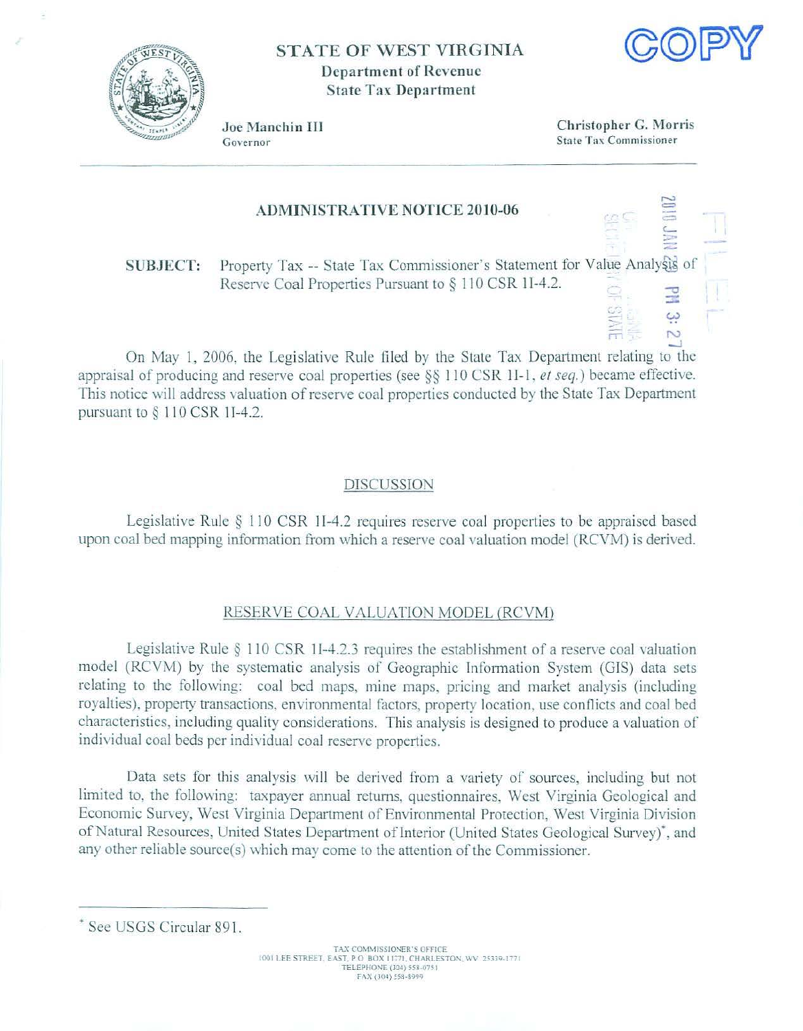COPY

**STATE OF WEST VIRGINIA**
**Department of Revenue**
**State Tax Department**

**Joe Manchin III**
Governor

**Christopher G. Morris**
State Tax Commissioner

2010 JAN 29 PM 3:27
FILED
SECRETARY OF STATE

## ADMINISTRATIVE NOTICE 2010-06

**SUBJECT:** Property Tax -- State Tax Commissioner's Statement for Value Analysis of Reserve Coal Properties Pursuant to § 110 CSR 1I-4.2.

On May 1, 2006, the Legislative Rule filed by the State Tax Department relating to the appraisal of producing and reserve coal properties (see §§ 110 CSR 1I-1, *et seq.*) became effective. This notice will address valuation of reserve coal properties conducted by the State Tax Department pursuant to § 110 CSR 1I-4.2.

### DISCUSSION

Legislative Rule § 110 CSR 1I-4.2 requires reserve coal properties to be appraised based upon coal bed mapping information from which a reserve coal valuation model (RCVM) is derived.

### RESERVE COAL VALUATION MODEL (RCVM)

Legislative Rule § 110 CSR 1I-4.2.3 requires the establishment of a reserve coal valuation model (RCVM) by the systematic analysis of Geographic Information System (GIS) data sets relating to the following: coal bed maps, mine maps, pricing and market analysis (including royalties), property transactions, environmental factors, property location, use conflicts and coal bed characteristics, including quality considerations. This analysis is designed to produce a valuation of individual coal beds per individual coal reserve properties.

Data sets for this analysis will be derived from a variety of sources, including but not limited to, the following: taxpayer annual returns, questionnaires, West Virginia Geological and Economic Survey, West Virginia Department of Environmental Protection, West Virginia Division of Natural Resources, United States Department of Interior (United States Geological Survey)*, and any other reliable source(s) which may come to the attention of the Commissioner.

---

* See USGS Circular 891.

TAX COMMISSIONER'S OFFICE
1001 LEE STREET, EAST, P.O. BOX 11771, CHARLESTON, WV 25339-1771
TELEPHONE (304) 558-0751
FAX (304) 558-8999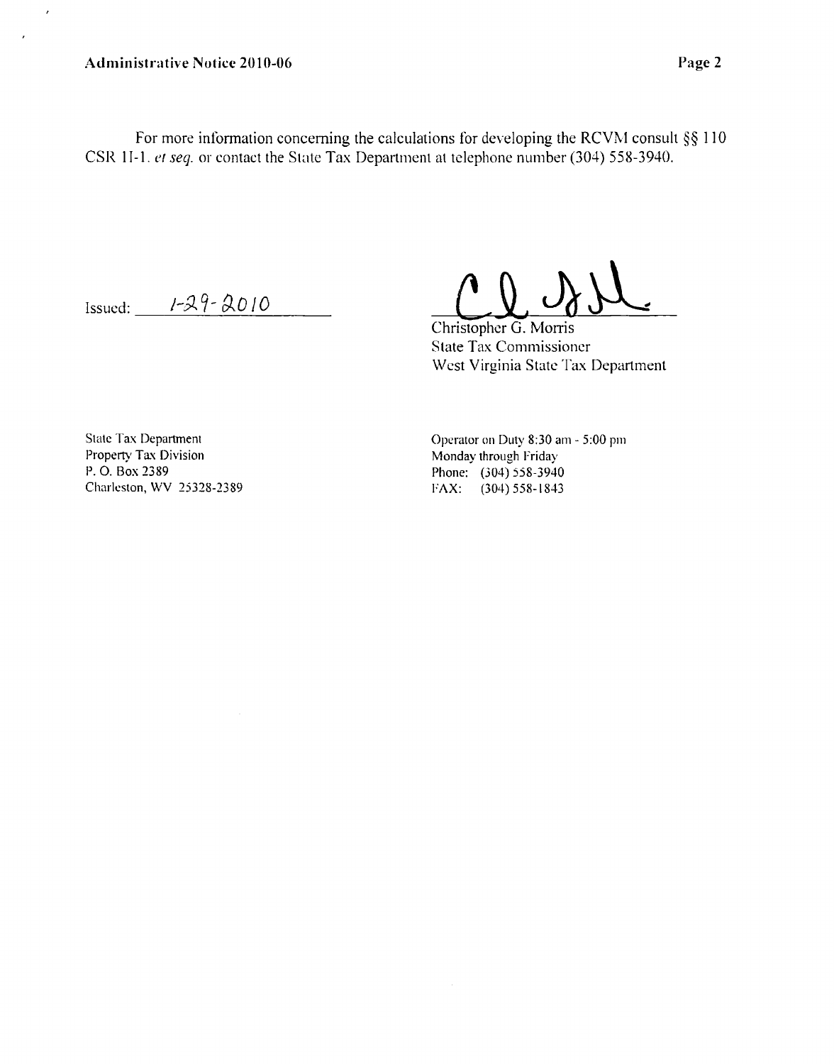For more information concerning the calculations for developing the RCVM consult §§ 110 CSR 1I-1. *et seq.* or contact the State Tax Department at telephone number (304) 558-3940.

Issued: 1-29-2010

Christopher G. Morris
State Tax Commissioner
West Virginia State Tax Department

State Tax Department
Property Tax Division
P. O. Box 2389
Charleston, WV 25328-2389

Operator on Duty 8:30 am - 5:00 pm
Monday through Friday
Phone: (304) 558-3940
FAX: (304) 558-1843